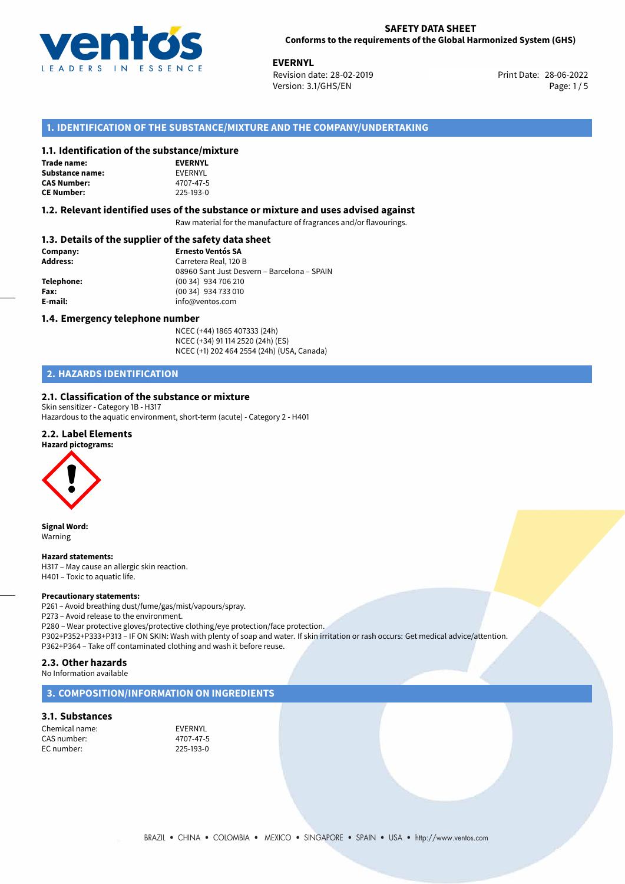**SAFETY DATA SHEET**
**Conforms to the requirements of the Global Harmonized System (GHS)**

**EVERNYL**
Revision date: 28-02-2019
Version: 3.1/GHS/EN

Print Date: 28-06-2022

## 1. IDENTIFICATION OF THE SUBSTANCE/MIXTURE AND THE COMPANY/UNDERTAKING

### 1.1. Identification of the substance/mixture

| | |
|---|---|
| **Trade name:** | **EVERNYL** |
| **Substance name:** | EVERNYL |
| **CAS Number:** | 4707-47-5 |
| **CE Number:** | 225-193-0 |

### 1.2. Relevant identified uses of the substance or mixture and uses advised against

Raw material for the manufacture of fragrances and/or flavourings.

### 1.3. Details of the supplier of the safety data sheet

| | |
|---|---|
| **Company:** | **Ernesto Ventós SA** |
| **Address:** | Carretera Real, 120 B<br>08960 Sant Just Desvern – Barcelona – SPAIN |
| **Telephone:** | (00 34) 934 706 210 |
| **Fax:** | (00 34) 934 733 010 |
| **E-mail:** | info@ventos.com |

### 1.4. Emergency telephone number

NCEC (+44) 1865 407333 (24h)
NCEC (+34) 91 114 2520 (24h) (ES)
NCEC (+1) 202 464 2554 (24h) (USA, Canada)

## 2. HAZARDS IDENTIFICATION

### 2.1. Classification of the substance or mixture

Skin sensitizer - Category 1B - H317
Hazardous to the aquatic environment, short-term (acute) - Category 2 - H401

### 2.2. Label Elements

**Hazard pictograms:**

**Signal Word:**
Warning

**Hazard statements:**
H317 – May cause an allergic skin reaction.
H401 – Toxic to aquatic life.

**Precautionary statements:**
P261 – Avoid breathing dust/fume/gas/mist/vapours/spray.
P273 – Avoid release to the environment.
P280 – Wear protective gloves/protective clothing/eye protection/face protection.
P302+P352+P333+P313 – IF ON SKIN: Wash with plenty of soap and water. If skin irritation or rash occurs: Get medical advice/attention.
P362+P364 – Take off contaminated clothing and wash it before reuse.

### 2.3. Other hazards

No Information available

## 3. COMPOSITION/INFORMATION ON INGREDIENTS

### 3.1. Substances

| | |
|---|---|
| Chemical name: | EVERNYL |
| CAS number: | 4707-47-5 |
| EC number: | 225-193-0 |

BRAZIL • CHINA • COLOMBIA • MEXICO • SINGAPORE • SPAIN • USA • http://www.ventos.com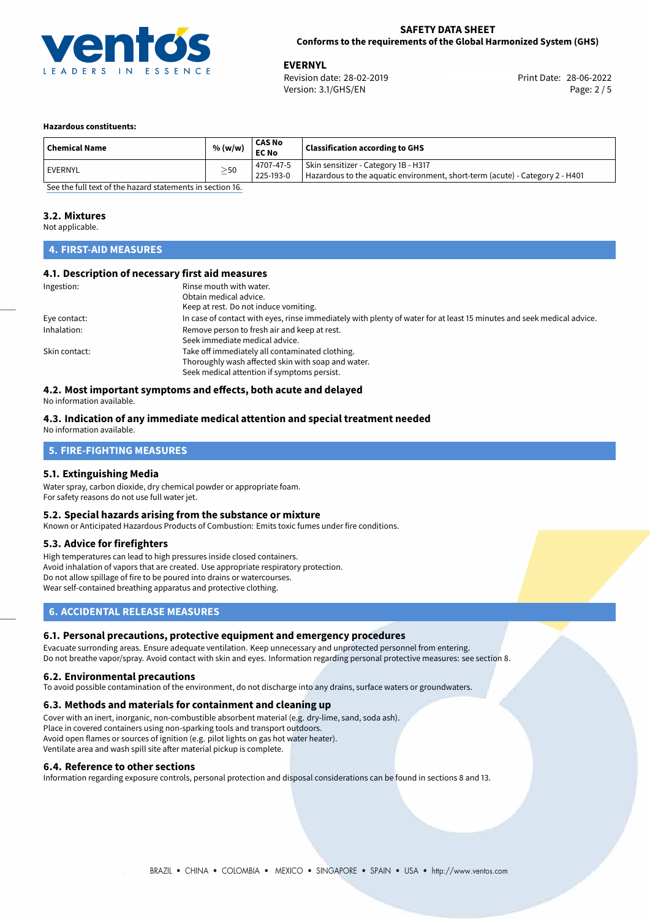**Hazardous constituents:**

| Chemical Name | % (w/w) | CAS No<br>EC No | Classification according to GHS |
|---|---|---|---|
| EVERNYL | ≥50 | 4707-47-5<br>225-193-0 | Skin sensitizer - Category 1B - H317<br>Hazardous to the aquatic environment, short-term (acute) - Category 2 - H401 |

See the full text of the hazard statements in section 16.

### 3.2. Mixtures

Not applicable.

## 4. FIRST-AID MEASURES

### 4.1. Description of necessary first aid measures

| | |
|---|---|
| Ingestion: | Rinse mouth with water.<br>Obtain medical advice.<br>Keep at rest. Do not induce vomiting. |
| Eye contact: | In case of contact with eyes, rinse immediately with plenty of water for at least 15 minutes and seek medical advice. |
| Inhalation: | Remove person to fresh air and keep at rest.<br>Seek immediate medical advice. |
| Skin contact: | Take off immediately all contaminated clothing.<br>Thoroughly wash affected skin with soap and water.<br>Seek medical attention if symptoms persist. |

### 4.2. Most important symptoms and effects, both acute and delayed

No information available.

### 4.3. Indication of any immediate medical attention and special treatment needed

No information available.

## 5. FIRE-FIGHTING MEASURES

### 5.1. Extinguishing Media

Water spray, carbon dioxide, dry chemical powder or appropriate foam.
For safety reasons do not use full water jet.

### 5.2. Special hazards arising from the substance or mixture

Known or Anticipated Hazardous Products of Combustion: Emits toxic fumes under fire conditions.

### 5.3. Advice for firefighters

High temperatures can lead to high pressures inside closed containers.
Avoid inhalation of vapors that are created. Use appropriate respiratory protection.
Do not allow spillage of fire to be poured into drains or watercourses.
Wear self-contained breathing apparatus and protective clothing.

## 6. ACCIDENTAL RELEASE MEASURES

### 6.1. Personal precautions, protective equipment and emergency procedures

Evacuate surronding areas. Ensure adequate ventilation. Keep unnecessary and unprotected personnel from entering.
Do not breathe vapor/spray. Avoid contact with skin and eyes. Information regarding personal protective measures: see section 8.

### 6.2. Environmental precautions

To avoid possible contamination of the environment, do not discharge into any drains, surface waters or groundwaters.

### 6.3. Methods and materials for containment and cleaning up

Cover with an inert, inorganic, non-combustible absorbent material (e.g. dry-lime, sand, soda ash).
Place in covered containers using non-sparking tools and transport outdoors.
Avoid open flames or sources of ignition (e.g. pilot lights on gas hot water heater).
Ventilate area and wash spill site after material pickup is complete.

### 6.4. Reference to other sections

Information regarding exposure controls, personal protection and disposal considerations can be found in sections 8 and 13.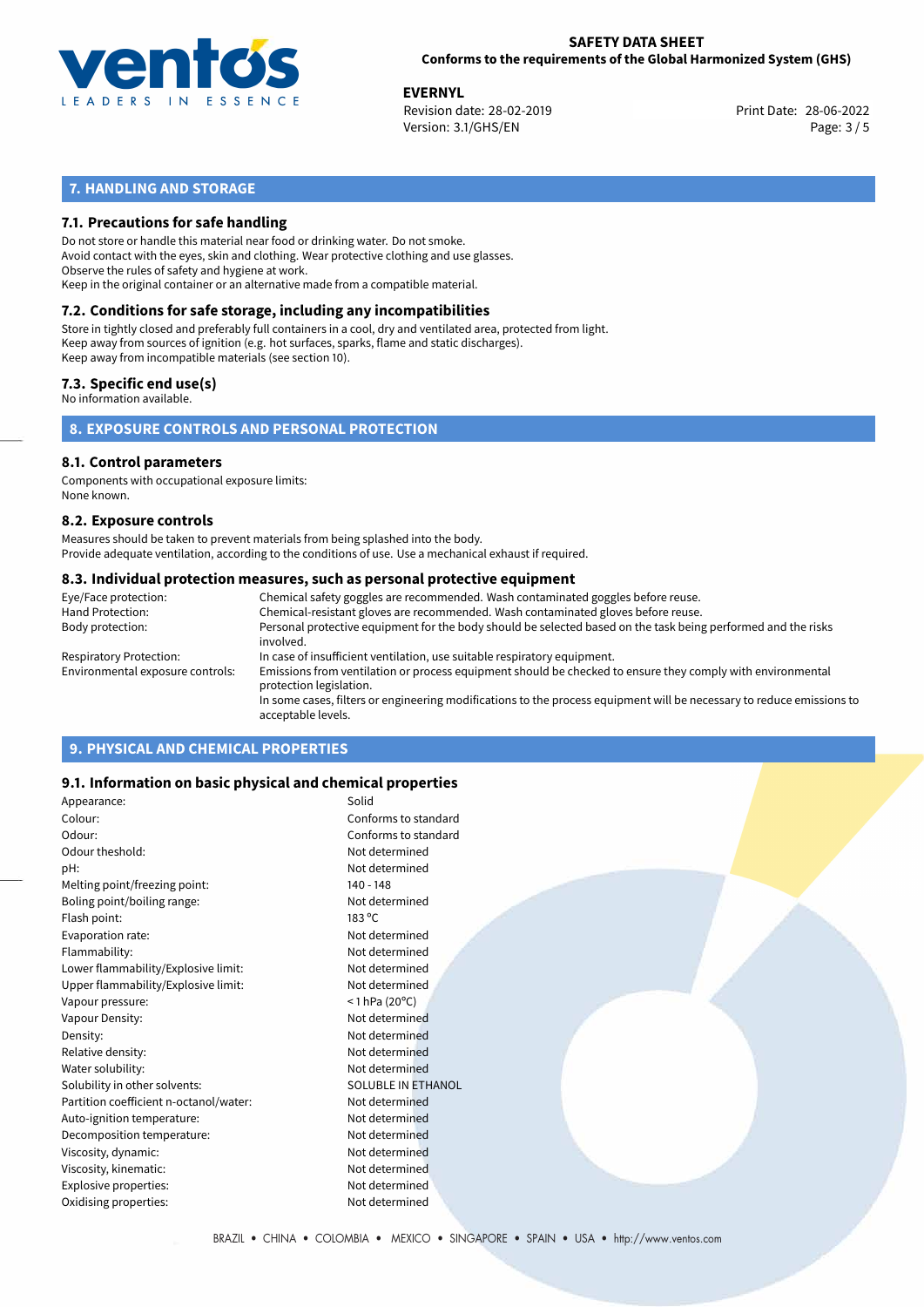## 7. HANDLING AND STORAGE

### 7.1. Precautions for safe handling

Do not store or handle this material near food or drinking water. Do not smoke.
Avoid contact with the eyes, skin and clothing. Wear protective clothing and use glasses.
Observe the rules of safety and hygiene at work.
Keep in the original container or an alternative made from a compatible material.

### 7.2. Conditions for safe storage, including any incompatibilities

Store in tightly closed and preferably full containers in a cool, dry and ventilated area, protected from light.
Keep away from sources of ignition (e.g. hot surfaces, sparks, flame and static discharges).
Keep away from incompatible materials (see section 10).

### 7.3. Specific end use(s)

No information available.

## 8. EXPOSURE CONTROLS AND PERSONAL PROTECTION

### 8.1. Control parameters

Components with occupational exposure limits:
None known.

### 8.2. Exposure controls

Measures should be taken to prevent materials from being splashed into the body.
Provide adequate ventilation, according to the conditions of use. Use a mechanical exhaust if required.

### 8.3. Individual protection measures, such as personal protective equipment

| | |
|---|---|
| Eye/Face protection: | Chemical safety goggles are recommended. Wash contaminated goggles before reuse. |
| Hand Protection: | Chemical-resistant gloves are recommended. Wash contaminated gloves before reuse. |
| Body protection: | Personal protective equipment for the body should be selected based on the task being performed and the risks involved. |
| Respiratory Protection: | In case of insufficient ventilation, use suitable respiratory equipment. |
| Environmental exposure controls: | Emissions from ventilation or process equipment should be checked to ensure they comply with environmental protection legislation. In some cases, filters or engineering modifications to the process equipment will be necessary to reduce emissions to acceptable levels. |

## 9. PHYSICAL AND CHEMICAL PROPERTIES

### 9.1. Information on basic physical and chemical properties

| | |
|---|---|
| Appearance: | Solid |
| Colour: | Conforms to standard |
| Odour: | Conforms to standard |
| Odour theshold: | Not determined |
| pH: | Not determined |
| Melting point/freezing point: | 140 - 148 |
| Boling point/boiling range: | Not determined |
| Flash point: | 183 °C |
| Evaporation rate: | Not determined |
| Flammability: | Not determined |
| Lower flammability/Explosive limit: | Not determined |
| Upper flammability/Explosive limit: | Not determined |
| Vapour pressure: | < 1 hPa (20°C) |
| Vapour Density: | Not determined |
| Density: | Not determined |
| Relative density: | Not determined |
| Water solubility: | Not determined |
| Solubility in other solvents: | SOLUBLE IN ETHANOL |
| Partition coefficient n-octanol/water: | Not determined |
| Auto-ignition temperature: | Not determined |
| Decomposition temperature: | Not determined |
| Viscosity, dynamic: | Not determined |
| Viscosity, kinematic: | Not determined |
| Explosive properties: | Not determined |
| Oxidising properties: | Not determined |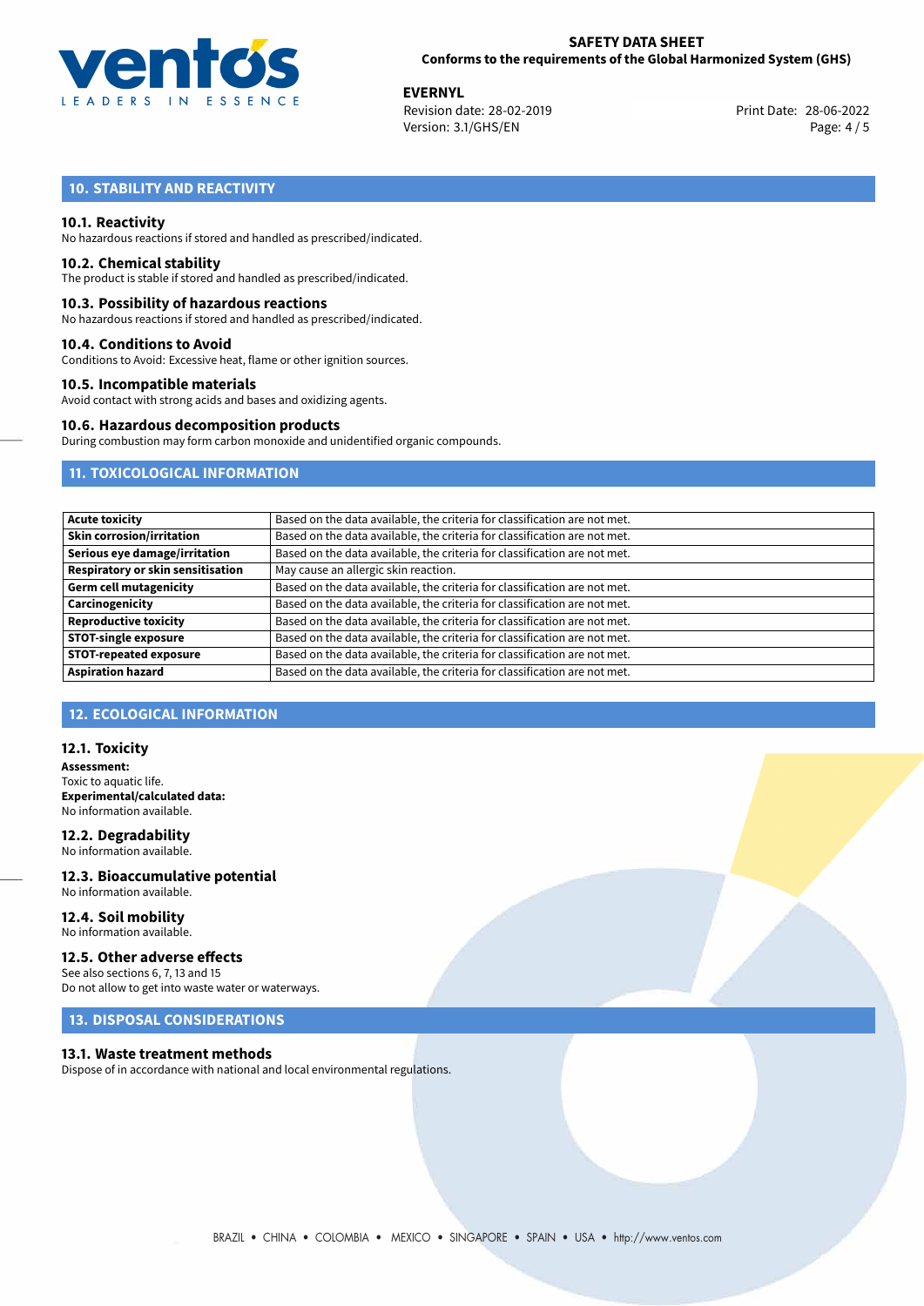## 10. STABILITY AND REACTIVITY

### 10.1. Reactivity

No hazardous reactions if stored and handled as prescribed/indicated.

### 10.2. Chemical stability

The product is stable if stored and handled as prescribed/indicated.

### 10.3. Possibility of hazardous reactions

No hazardous reactions if stored and handled as prescribed/indicated.

### 10.4. Conditions to Avoid

Conditions to Avoid: Excessive heat, flame or other ignition sources.

### 10.5. Incompatible materials

Avoid contact with strong acids and bases and oxidizing agents.

### 10.6. Hazardous decomposition products

During combustion may form carbon monoxide and unidentified organic compounds.

## 11. TOXICOLOGICAL INFORMATION

| | |
|---|---|
| **Acute toxicity** | Based on the data available, the criteria for classification are not met. |
| **Skin corrosion/irritation** | Based on the data available, the criteria for classification are not met. |
| **Serious eye damage/irritation** | Based on the data available, the criteria for classification are not met. |
| **Respiratory or skin sensitisation** | May cause an allergic skin reaction. |
| **Germ cell mutagenicity** | Based on the data available, the criteria for classification are not met. |
| **Carcinogenicity** | Based on the data available, the criteria for classification are not met. |
| **Reproductive toxicity** | Based on the data available, the criteria for classification are not met. |
| **STOT-single exposure** | Based on the data available, the criteria for classification are not met. |
| **STOT-repeated exposure** | Based on the data available, the criteria for classification are not met. |
| **Aspiration hazard** | Based on the data available, the criteria for classification are not met. |

## 12. ECOLOGICAL INFORMATION

### 12.1. Toxicity

**Assessment:**
Toxic to aquatic life.
**Experimental/calculated data:**
No information available.

### 12.2. Degradability

No information available.

### 12.3. Bioaccumulative potential

No information available.

### 12.4. Soil mobility

No information available.

### 12.5. Other adverse effects

See also sections 6, 7, 13 and 15
Do not allow to get into waste water or waterways.

## 13. DISPOSAL CONSIDERATIONS

### 13.1. Waste treatment methods

Dispose of in accordance with national and local environmental regulations.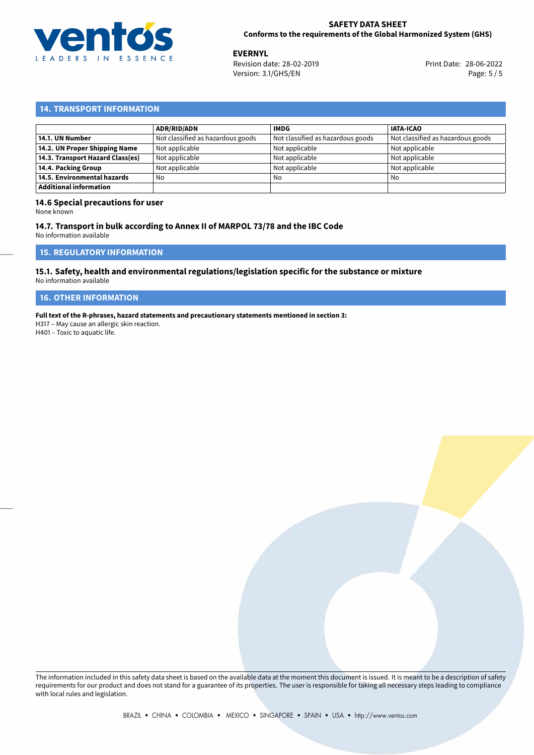## 14. TRANSPORT INFORMATION

| | ADR/RID/ADN | IMDG | IATA-ICAO |
|---|---|---|---|
| **14.1. UN Number** | Not classified as hazardous goods | Not classified as hazardous goods | Not classified as hazardous goods |
| **14.2. UN Proper Shipping Name** | Not applicable | Not applicable | Not applicable |
| **14.3. Transport Hazard Class(es)** | Not applicable | Not applicable | Not applicable |
| **14.4. Packing Group** | Not applicable | Not applicable | Not applicable |
| **14.5. Environmental hazards** | No | No | No |
| **Additional information** | | | |

### 14.6 Special precautions for user

None known

### 14.7. Transport in bulk according to Annex II of MARPOL 73/78 and the IBC Code

No information available

## 15. REGULATORY INFORMATION

### 15.1. Safety, health and environmental regulations/legislation specific for the substance or mixture

No information available

## 16. OTHER INFORMATION

**Full text of the R-phrases, hazard statements and precautionary statements mentioned in section 3:**

H317 – May cause an allergic skin reaction.
H401 – Toxic to aquatic life.

The information included in this safety data sheet is based on the available data at the moment this document is issued. It is meant to be a description of safety requirements for our product and does not stand for a guarantee of its properties. The user is responsible for taking all necessary steps leading to compliance with local rules and legislation.